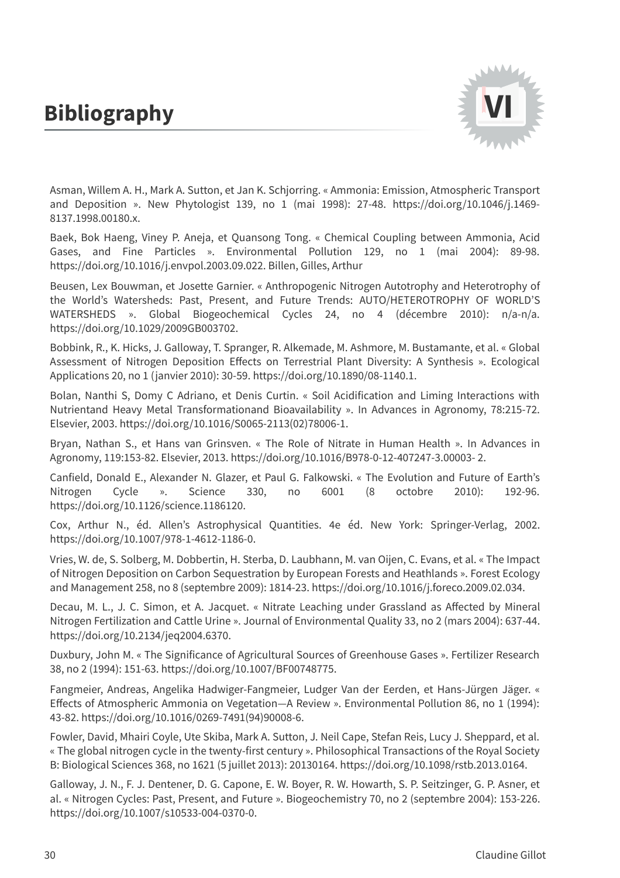# Bibliography

Asman, Willem A. H., Mark A. Sutton, et Jan K. Schjorring. « Ammonia: Emission, Atmospheric Transport and Deposition ». New Phytologist 139, no 1 (mai 1998): 27-48. https://doi.org/10.1046/j.1469-8137.1998.00180.x.

Baek, Bok Haeng, Viney P. Aneja, et Quansong Tong. « Chemical Coupling between Ammonia, Acid Gases, and Fine Particles ». Environmental Pollution 129, no 1 (mai 2004): 89-98. https://doi.org/10.1016/j.envpol.2003.09.022. Billen, Gilles, Arthur

Beusen, Lex Bouwman, et Josette Garnier. « Anthropogenic Nitrogen Autotrophy and Heterotrophy of the World's Watersheds: Past, Present, and Future Trends: AUTO/HETEROTROPHY OF WORLD'S WATERSHEDS ». Global Biogeochemical Cycles 24, no 4 (décembre 2010): n/a-n/a. https://doi.org/10.1029/2009GB003702.

Bobbink, R., K. Hicks, J. Galloway, T. Spranger, R. Alkemade, M. Ashmore, M. Bustamante, et al. « Global Assessment of Nitrogen Deposition Effects on Terrestrial Plant Diversity: A Synthesis ». Ecological Applications 20, no 1 (janvier 2010): 30-59. https://doi.org/10.1890/08-1140.1.

Bolan, Nanthi S, Domy C Adriano, et Denis Curtin. « Soil Acidification and Liming Interactions with Nutrientand Heavy Metal Transformationand Bioavailability ». In Advances in Agronomy, 78:215-72. Elsevier, 2003. https://doi.org/10.1016/S0065-2113(02)78006-1.

Bryan, Nathan S., et Hans van Grinsven. « The Role of Nitrate in Human Health ». In Advances in Agronomy, 119:153-82. Elsevier, 2013. https://doi.org/10.1016/B978-0-12-407247-3.00003- 2.

Canfield, Donald E., Alexander N. Glazer, et Paul G. Falkowski. « The Evolution and Future of Earth's Nitrogen Cycle ». Science 330, no 6001 (8 octobre 2010): 192-96. https://doi.org/10.1126/science.1186120.

Cox, Arthur N., éd. Allen's Astrophysical Quantities. 4e éd. New York: Springer-Verlag, 2002. https://doi.org/10.1007/978-1-4612-1186-0.

Vries, W. de, S. Solberg, M. Dobbertin, H. Sterba, D. Laubhann, M. van Oijen, C. Evans, et al. « The Impact of Nitrogen Deposition on Carbon Sequestration by European Forests and Heathlands ». Forest Ecology and Management 258, no 8 (septembre 2009): 1814-23. https://doi.org/10.1016/j.foreco.2009.02.034.

Decau, M. L., J. C. Simon, et A. Jacquet. « Nitrate Leaching under Grassland as Affected by Mineral Nitrogen Fertilization and Cattle Urine ». Journal of Environmental Quality 33, no 2 (mars 2004): 637-44. https://doi.org/10.2134/jeq2004.6370.

Duxbury, John M. « The Significance of Agricultural Sources of Greenhouse Gases ». Fertilizer Research 38, no 2 (1994): 151-63. https://doi.org/10.1007/BF00748775.

Fangmeier, Andreas, Angelika Hadwiger-Fangmeier, Ludger Van der Eerden, et Hans-Jürgen Jäger. « Effects of Atmospheric Ammonia on Vegetation—A Review ». Environmental Pollution 86, no 1 (1994): 43-82. https://doi.org/10.1016/0269-7491(94)90008-6.

Fowler, David, Mhairi Coyle, Ute Skiba, Mark A. Sutton, J. Neil Cape, Stefan Reis, Lucy J. Sheppard, et al. « The global nitrogen cycle in the twenty-first century ». Philosophical Transactions of the Royal Society B: Biological Sciences 368, no 1621 (5 juillet 2013): 20130164. https://doi.org/10.1098/rstb.2013.0164.

Galloway, J. N., F. J. Dentener, D. G. Capone, E. W. Boyer, R. W. Howarth, S. P. Seitzinger, G. P. Asner, et al. « Nitrogen Cycles: Past, Present, and Future ». Biogeochemistry 70, no 2 (septembre 2004): 153-226. https://doi.org/10.1007/s10533-004-0370-0.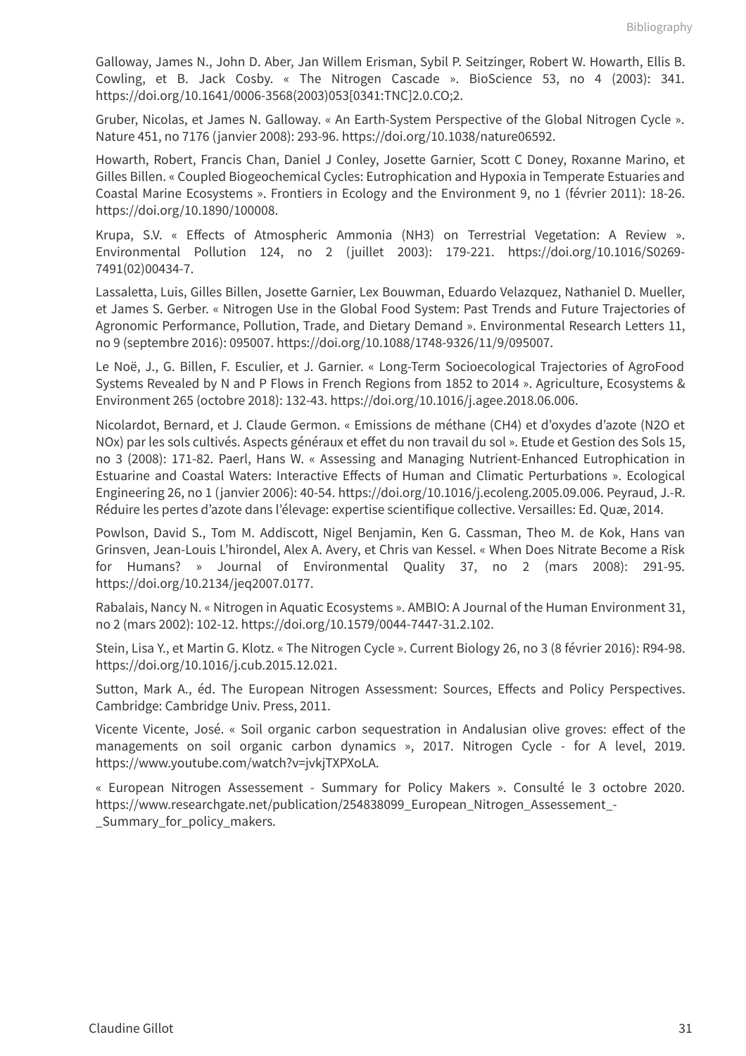Galloway, James N., John D. Aber, Jan Willem Erisman, Sybil P. Seitzinger, Robert W. Howarth, Ellis B. Cowling, et B. Jack Cosby. « The Nitrogen Cascade ». BioScience 53, no 4 (2003): 341. https://doi.org/10.1641/0006-3568(2003)053[0341:TNC]2.0.CO;2.

Gruber, Nicolas, et James N. Galloway. « An Earth-System Perspective of the Global Nitrogen Cycle ». Nature 451, no 7176 (janvier 2008): 293-96. https://doi.org/10.1038/nature06592.

Howarth, Robert, Francis Chan, Daniel J Conley, Josette Garnier, Scott C Doney, Roxanne Marino, et Gilles Billen. « Coupled Biogeochemical Cycles: Eutrophication and Hypoxia in Temperate Estuaries and Coastal Marine Ecosystems ». Frontiers in Ecology and the Environment 9, no 1 (février 2011): 18-26. https://doi.org/10.1890/100008.

Krupa, S.V. « Effects of Atmospheric Ammonia (NH3) on Terrestrial Vegetation: A Review ». Environmental Pollution 124, no 2 (juillet 2003): 179-221. https://doi.org/10.1016/S0269-7491(02)00434-7.

Lassaletta, Luis, Gilles Billen, Josette Garnier, Lex Bouwman, Eduardo Velazquez, Nathaniel D. Mueller, et James S. Gerber. « Nitrogen Use in the Global Food System: Past Trends and Future Trajectories of Agronomic Performance, Pollution, Trade, and Dietary Demand ». Environmental Research Letters 11, no 9 (septembre 2016): 095007. https://doi.org/10.1088/1748-9326/11/9/095007.

Le Noë, J., G. Billen, F. Esculier, et J. Garnier. « Long-Term Socioecological Trajectories of AgroFood Systems Revealed by N and P Flows in French Regions from 1852 to 2014 ». Agriculture, Ecosystems & Environment 265 (octobre 2018): 132-43. https://doi.org/10.1016/j.agee.2018.06.006.

Nicolardot, Bernard, et J. Claude Germon. « Emissions de méthane (CH4) et d'oxydes d'azote (N2O et NOx) par les sols cultivés. Aspects généraux et effet du non travail du sol ». Etude et Gestion des Sols 15, no 3 (2008): 171-82. Paerl, Hans W. « Assessing and Managing Nutrient-Enhanced Eutrophication in Estuarine and Coastal Waters: Interactive Effects of Human and Climatic Perturbations ». Ecological Engineering 26, no 1 (janvier 2006): 40-54. https://doi.org/10.1016/j.ecoleng.2005.09.006. Peyraud, J.-R. Réduire les pertes d'azote dans l'élevage: expertise scientifique collective. Versailles: Ed. Quæ, 2014.

Powlson, David S., Tom M. Addiscott, Nigel Benjamin, Ken G. Cassman, Theo M. de Kok, Hans van Grinsven, Jean-Louis L'hirondel, Alex A. Avery, et Chris van Kessel. « When Does Nitrate Become a Risk for Humans? » Journal of Environmental Quality 37, no 2 (mars 2008): 291-95. https://doi.org/10.2134/jeq2007.0177.

Rabalais, Nancy N. « Nitrogen in Aquatic Ecosystems ». AMBIO: A Journal of the Human Environment 31, no 2 (mars 2002): 102-12. https://doi.org/10.1579/0044-7447-31.2.102.

Stein, Lisa Y., et Martin G. Klotz. « The Nitrogen Cycle ». Current Biology 26, no 3 (8 février 2016): R94-98. https://doi.org/10.1016/j.cub.2015.12.021.

Sutton, Mark A., éd. The European Nitrogen Assessment: Sources, Effects and Policy Perspectives. Cambridge: Cambridge Univ. Press, 2011.

Vicente Vicente, José. « Soil organic carbon sequestration in Andalusian olive groves: effect of the managements on soil organic carbon dynamics », 2017. Nitrogen Cycle - for A level, 2019. https://www.youtube.com/watch?v=jvkjTXPXoLA.

« European Nitrogen Assessement - Summary for Policy Makers ». Consulté le 3 octobre 2020. https://www.researchgate.net/publication/254838099_European_Nitrogen_Assessement_-_Summary_for_policy_makers.